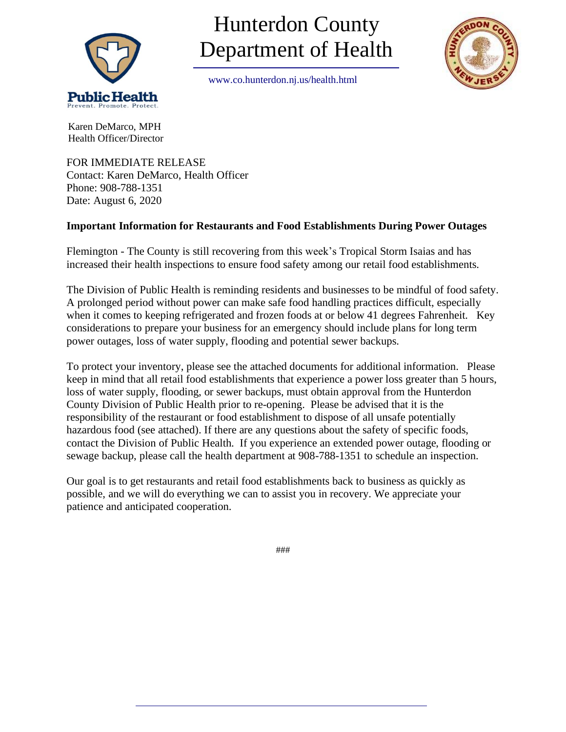# Hunterdon County Department of Health

www.co.hunterdon.nj.us/health.html

Public Health
Prevent. Promote. Protect.

Karen DeMarco, MPH
Health Officer/Director

FOR IMMEDIATE RELEASE
Contact: Karen DeMarco, Health Officer
Phone: 908-788-1351
Date: August 6, 2020

## Important Information for Restaurants and Food Establishments During Power Outages

Flemington - The County is still recovering from this week's Tropical Storm Isaias and has increased their health inspections to ensure food safety among our retail food establishments.

The Division of Public Health is reminding residents and businesses to be mindful of food safety. A prolonged period without power can make safe food handling practices difficult, especially when it comes to keeping refrigerated and frozen foods at or below 41 degrees Fahrenheit. Key considerations to prepare your business for an emergency should include plans for long term power outages, loss of water supply, flooding and potential sewer backups.

To protect your inventory, please see the attached documents for additional information. Please keep in mind that all retail food establishments that experience a power loss greater than 5 hours, loss of water supply, flooding, or sewer backups, must obtain approval from the Hunterdon County Division of Public Health prior to re-opening. Please be advised that it is the responsibility of the restaurant or food establishment to dispose of all unsafe potentially hazardous food (see attached). If there are any questions about the safety of specific foods, contact the Division of Public Health. If you experience an extended power outage, flooding or sewage backup, please call the health department at 908-788-1351 to schedule an inspection.

Our goal is to get restaurants and retail food establishments back to business as quickly as possible, and we will do everything we can to assist you in recovery. We appreciate your patience and anticipated cooperation.

###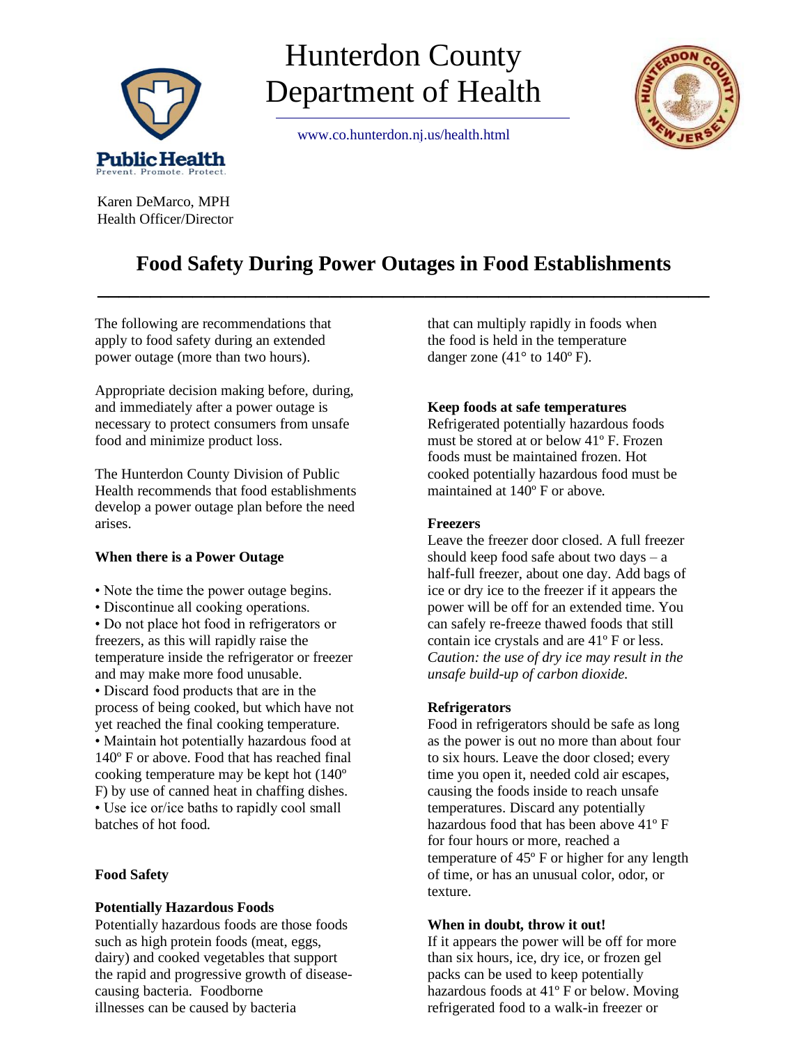# Hunterdon County Department of Health

www.co.hunterdon.nj.us/health.html

Public Health
Prevent. Promote. Protect.

Karen DeMarco, MPH
Health Officer/Director

## Food Safety During Power Outages in Food Establishments

The following are recommendations that apply to food safety during an extended power outage (more than two hours).

Appropriate decision making before, during, and immediately after a power outage is necessary to protect consumers from unsafe food and minimize product loss.

The Hunterdon County Division of Public Health recommends that food establishments develop a power outage plan before the need arises.

### When there is a Power Outage

- Note the time the power outage begins.
- Discontinue all cooking operations.
- Do not place hot food in refrigerators or freezers, as this will rapidly raise the temperature inside the refrigerator or freezer and may make more food unusable.
- Discard food products that are in the process of being cooked, but which have not yet reached the final cooking temperature.
- Maintain hot potentially hazardous food at 140º F or above. Food that has reached final cooking temperature may be kept hot (140º F) by use of canned heat in chaffing dishes.
- Use ice or/ice baths to rapidly cool small batches of hot food.

### Food Safety

**Potentially Hazardous Foods**
Potentially hazardous foods are those foods such as high protein foods (meat, eggs, dairy) and cooked vegetables that support the rapid and progressive growth of disease-causing bacteria. Foodborne illnesses can be caused by bacteria that can multiply rapidly in foods when the food is held in the temperature danger zone (41° to 140º F).

**Keep foods at safe temperatures**
Refrigerated potentially hazardous foods must be stored at or below 41º F. Frozen foods must be maintained frozen. Hot cooked potentially hazardous food must be maintained at 140º F or above.

**Freezers**
Leave the freezer door closed. A full freezer should keep food safe about two days – a half-full freezer, about one day. Add bags of ice or dry ice to the freezer if it appears the power will be off for an extended time. You can safely re-freeze thawed foods that still contain ice crystals and are 41º F or less. *Caution: the use of dry ice may result in the unsafe build-up of carbon dioxide.*

**Refrigerators**
Food in refrigerators should be safe as long as the power is out no more than about four to six hours. Leave the door closed; every time you open it, needed cold air escapes, causing the foods inside to reach unsafe temperatures. Discard any potentially hazardous food that has been above 41º F for four hours or more, reached a temperature of 45º F or higher for any length of time, or has an unusual color, odor, or texture.

**When in doubt, throw it out!**
If it appears the power will be off for more than six hours, ice, dry ice, or frozen gel packs can be used to keep potentially hazardous foods at 41º F or below. Moving refrigerated food to a walk-in freezer or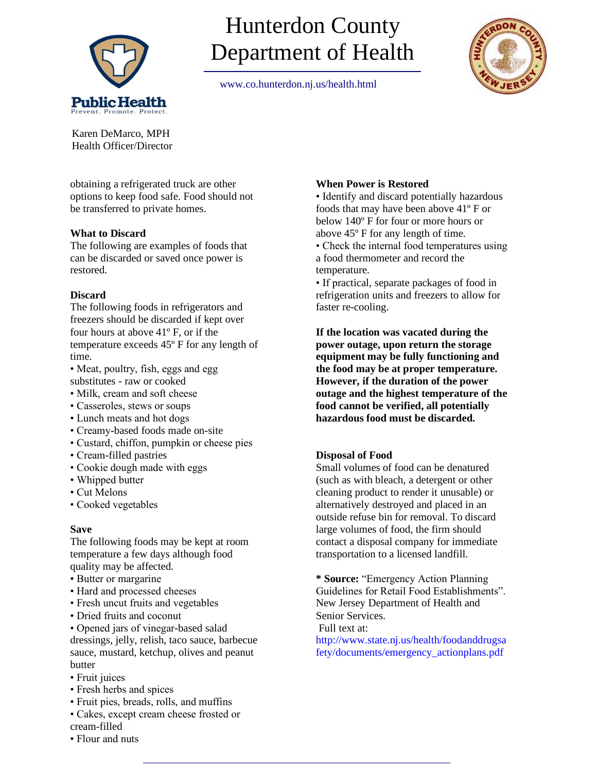# Hunterdon County Department of Health

www.co.hunterdon.nj.us/health.html

Karen DeMarco, MPH
Health Officer/Director

obtaining a refrigerated truck are other options to keep food safe. Food should not be transferred to private homes.

**What to Discard**

The following are examples of foods that can be discarded or saved once power is restored.

**Discard**

The following foods in refrigerators and freezers should be discarded if kept over four hours at above 41º F, or if the temperature exceeds 45º F for any length of time.

- Meat, poultry, fish, eggs and egg substitutes - raw or cooked
- Milk, cream and soft cheese
- Casseroles, stews or soups
- Lunch meats and hot dogs
- Creamy-based foods made on-site
- Custard, chiffon, pumpkin or cheese pies
- Cream-filled pastries
- Cookie dough made with eggs
- Whipped butter
- Cut Melons
- Cooked vegetables

**Save**

The following foods may be kept at room temperature a few days although food quality may be affected.

- Butter or margarine
- Hard and processed cheeses
- Fresh uncut fruits and vegetables
- Dried fruits and coconut
- Opened jars of vinegar-based salad dressings, jelly, relish, taco sauce, barbecue sauce, mustard, ketchup, olives and peanut butter
- Fruit juices
- Fresh herbs and spices
- Fruit pies, breads, rolls, and muffins
- Cakes, except cream cheese frosted or cream-filled
- Flour and nuts

**When Power is Restored**

- Identify and discard potentially hazardous foods that may have been above 41º F or below 140º F for four or more hours or above 45º F for any length of time.
- Check the internal food temperatures using a food thermometer and record the temperature.
- If practical, separate packages of food in refrigeration units and freezers to allow for faster re-cooling.

**If the location was vacated during the power outage, upon return the storage equipment may be fully functioning and the food may be at proper temperature. However, if the duration of the power outage and the highest temperature of the food cannot be verified, all potentially hazardous food must be discarded.**

**Disposal of Food**

Small volumes of food can be denatured (such as with bleach, a detergent or other cleaning product to render it unusable) or alternatively destroyed and placed in an outside refuse bin for removal. To discard large volumes of food, the firm should contact a disposal company for immediate transportation to a licensed landfill.

**\* Source:** "Emergency Action Planning Guidelines for Retail Food Establishments". New Jersey Department of Health and Senior Services.
Full text at:
http://www.state.nj.us/health/foodanddrugsafety/documents/emergency_actionplans.pdf